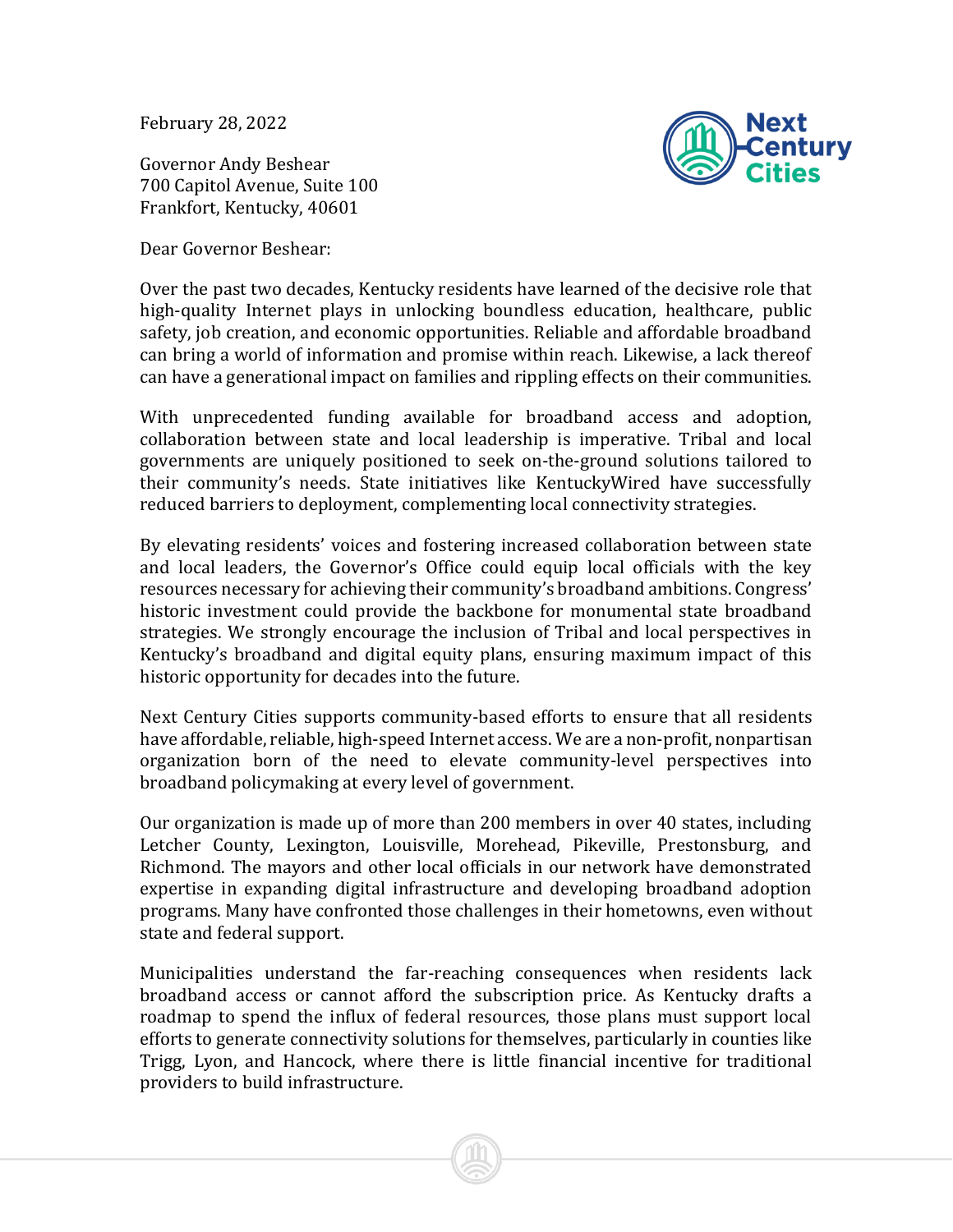February 28, 2022

Governor Andy Beshear
700 Capitol Avenue, Suite 100
Frankfort, Kentucky, 40601

Dear Governor Beshear:

Over the past two decades, Kentucky residents have learned of the decisive role that high-quality Internet plays in unlocking boundless education, healthcare, public safety, job creation, and economic opportunities. Reliable and affordable broadband can bring a world of information and promise within reach. Likewise, a lack thereof can have a generational impact on families and rippling effects on their communities.

With unprecedented funding available for broadband access and adoption, collaboration between state and local leadership is imperative. Tribal and local governments are uniquely positioned to seek on-the-ground solutions tailored to their community's needs. State initiatives like KentuckyWired have successfully reduced barriers to deployment, complementing local connectivity strategies.

By elevating residents' voices and fostering increased collaboration between state and local leaders, the Governor's Office could equip local officials with the key resources necessary for achieving their community's broadband ambitions. Congress' historic investment could provide the backbone for monumental state broadband strategies. We strongly encourage the inclusion of Tribal and local perspectives in Kentucky's broadband and digital equity plans, ensuring maximum impact of this historic opportunity for decades into the future.

Next Century Cities supports community-based efforts to ensure that all residents have affordable, reliable, high-speed Internet access. We are a non-profit, nonpartisan organization born of the need to elevate community-level perspectives into broadband policymaking at every level of government.

Our organization is made up of more than 200 members in over 40 states, including Letcher County, Lexington, Louisville, Morehead, Pikeville, Prestonsburg, and Richmond. The mayors and other local officials in our network have demonstrated expertise in expanding digital infrastructure and developing broadband adoption programs. Many have confronted those challenges in their hometowns, even without state and federal support.

Municipalities understand the far-reaching consequences when residents lack broadband access or cannot afford the subscription price. As Kentucky drafts a roadmap to spend the influx of federal resources, those plans must support local efforts to generate connectivity solutions for themselves, particularly in counties like Trigg, Lyon, and Hancock, where there is little financial incentive for traditional providers to build infrastructure.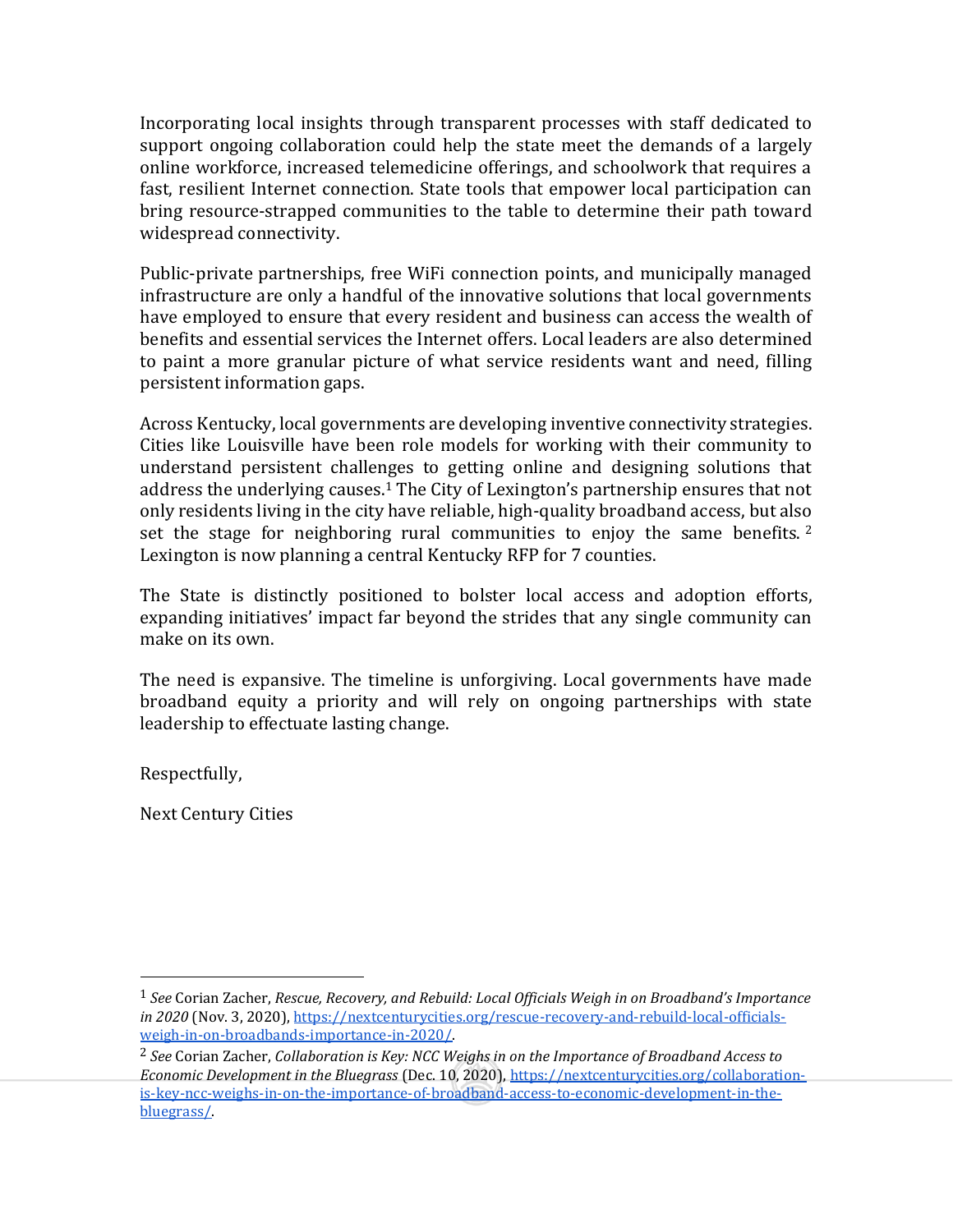Incorporating local insights through transparent processes with staff dedicated to support ongoing collaboration could help the state meet the demands of a largely online workforce, increased telemedicine offerings, and schoolwork that requires a fast, resilient Internet connection. State tools that empower local participation can bring resource-strapped communities to the table to determine their path toward widespread connectivity.

Public-private partnerships, free WiFi connection points, and municipally managed infrastructure are only a handful of the innovative solutions that local governments have employed to ensure that every resident and business can access the wealth of benefits and essential services the Internet offers. Local leaders are also determined to paint a more granular picture of what service residents want and need, filling persistent information gaps.

Across Kentucky, local governments are developing inventive connectivity strategies. Cities like Louisville have been role models for working with their community to understand persistent challenges to getting online and designing solutions that address the underlying causes.[1] The City of Lexington's partnership ensures that not only residents living in the city have reliable, high-quality broadband access, but also set the stage for neighboring rural communities to enjoy the same benefits.[2] Lexington is now planning a central Kentucky RFP for 7 counties.

The State is distinctly positioned to bolster local access and adoption efforts, expanding initiatives' impact far beyond the strides that any single community can make on its own.

The need is expansive. The timeline is unforgiving. Local governments have made broadband equity a priority and will rely on ongoing partnerships with state leadership to effectuate lasting change.

Respectfully,

Next Century Cities

---

[1] *See* Corian Zacher, *Rescue, Recovery, and Rebuild: Local Officials Weigh in on Broadband's Importance in 2020* (Nov. 3, 2020), https://nextcenturycities.org/rescue-recovery-and-rebuild-local-officials-weigh-in-on-broadbands-importance-in-2020/.

[2] *See* Corian Zacher, *Collaboration is Key: NCC Weighs in on the Importance of Broadband Access to Economic Development in the Bluegrass* (Dec. 10, 2020), https://nextcenturycities.org/collaboration-is-key-ncc-weighs-in-on-the-importance-of-broadband-access-to-economic-development-in-the-bluegrass/.